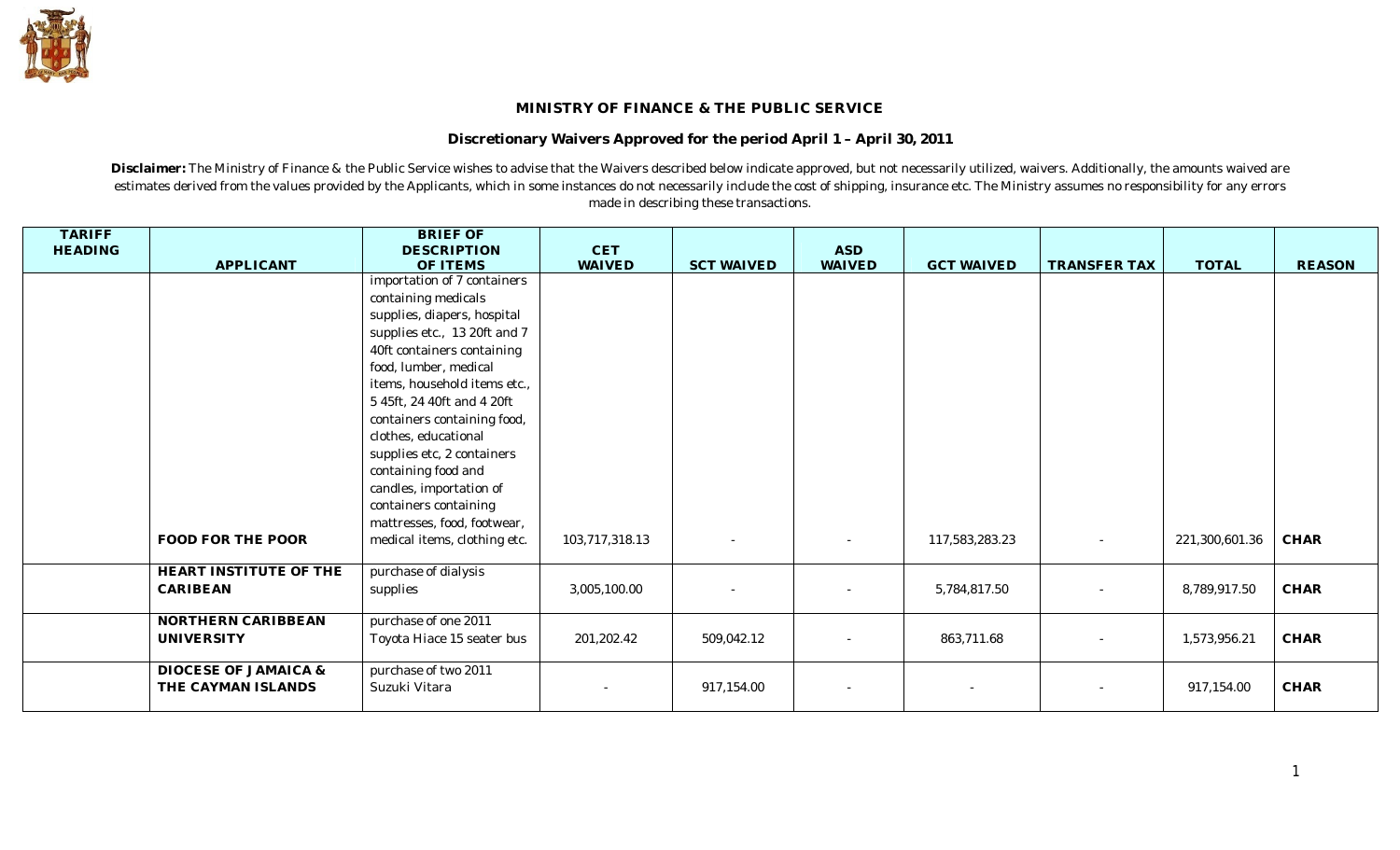**MINISTRY OF FINANCE & THE PUBLIC SERVICE**

**Discretionary Waivers Approved for the period April 1 – April 30, 2011**

**Disclaimer:** The Ministry of Finance & the Public Service wishes to advise that the Waivers described below indicate approved, but not necessarily utilized, waivers. Additionally, the amounts waived are estimates derived from the values provided by the Applicants, which in some instances do not necessarily include the cost of shipping, insurance etc. The Ministry assumes no responsibility for any errors made in describing these transactions.

| TARIFF HEADING | APPLICANT | BRIEF OF DESCRIPTION OF ITEMS | CET WAIVED | SCT WAIVED | ASD WAIVED | GCT WAIVED | TRANSFER TAX | TOTAL | REASON |
|---|---|---|---|---|---|---|---|---|---|
| | **FOOD FOR THE POOR** | importation of 7 containers containing medicals supplies, diapers, hospital supplies etc., 13 20ft and 7 40ft containers containing food, lumber, medical items, household items etc., 5 45ft, 24 40ft and 4 20ft containers containing food, clothes, educational supplies etc, 2 containers containing food and candles, importation of containers containing mattresses, food, footwear, medical items, clothing etc. | 103,717,318.13 | - | - | 117,583,283.23 | - | 221,300,601.36 | **CHAR** |
| | **HEART INSTITUTE OF THE CARIBEAN** | purchase of dialysis supplies | 3,005,100.00 | - | - | 5,784,817.50 | - | 8,789,917.50 | **CHAR** |
| | **NORTHERN CARIBBEAN UNIVERSITY** | purchase of one 2011 Toyota Hiace 15 seater bus | 201,202.42 | 509,042.12 | - | 863,711.68 | - | 1,573,956.21 | **CHAR** |
| | **DIOCESE OF JAMAICA & THE CAYMAN ISLANDS** | purchase of two 2011 Suzuki Vitara | - | 917,154.00 | - | - | - | 917,154.00 | **CHAR** |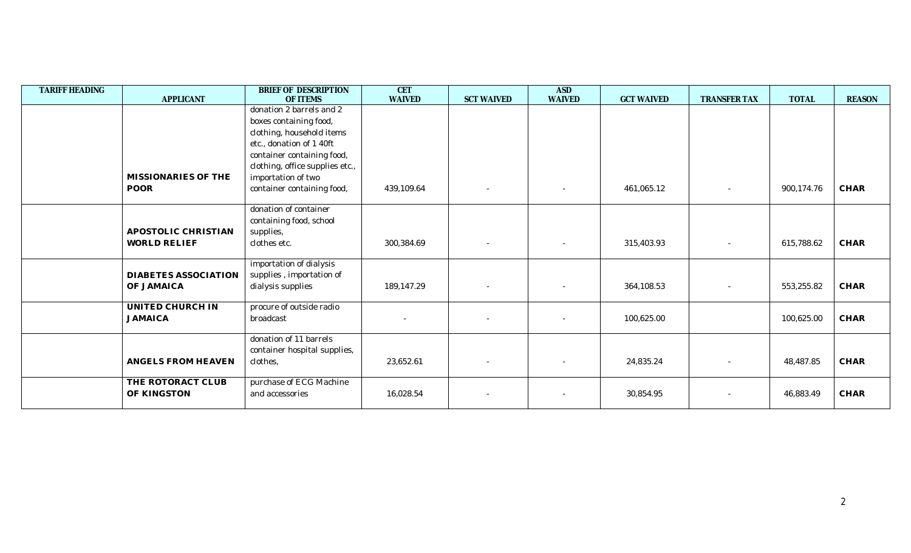| TARIFF HEADING | APPLICANT | BRIEF OF DESCRIPTION OF ITEMS | CET WAIVED | SCT WAIVED | ASD WAIVED | GCT WAIVED | TRANSFER TAX | TOTAL | REASON |
|---|---|---|---|---|---|---|---|---|---|
| | **MISSIONARIES OF THE POOR** | donation 2 barrels and 2 boxes containing food, clothing, household items etc., donation of 1 40ft container containing food, clothing, office supplies etc., importation of two container containing food, | 439,109.64 | - | - | 461,065.12 | - | 900,174.76 | **CHAR** |
| | **APOSTOLIC CHRISTIAN WORLD RELIEF** | donation of container containing food, school supplies, clothes etc. | 300,384.69 | - | - | 315,403.93 | - | 615,788.62 | **CHAR** |
| | **DIABETES ASSOCIATION OF JAMAICA** | importation of dialysis supplies , importation of dialysis supplies | 189,147.29 | - | - | 364,108.53 | - | 553,255.82 | **CHAR** |
| | **UNITED CHURCH IN JAMAICA** | procure of outside radio broadcast | - | - | - | 100,625.00 | | 100,625.00 | **CHAR** |
| | **ANGELS FROM HEAVEN** | donation of 11 barrels container hospital supplies, clothes, | 23,652.61 | - | - | 24,835.24 | - | 48,487.85 | **CHAR** |
| | **THE ROTORACT CLUB OF KINGSTON** | purchase of ECG Machine and accessories | 16,028.54 | - | - | 30,854.95 | - | 46,883.49 | **CHAR** |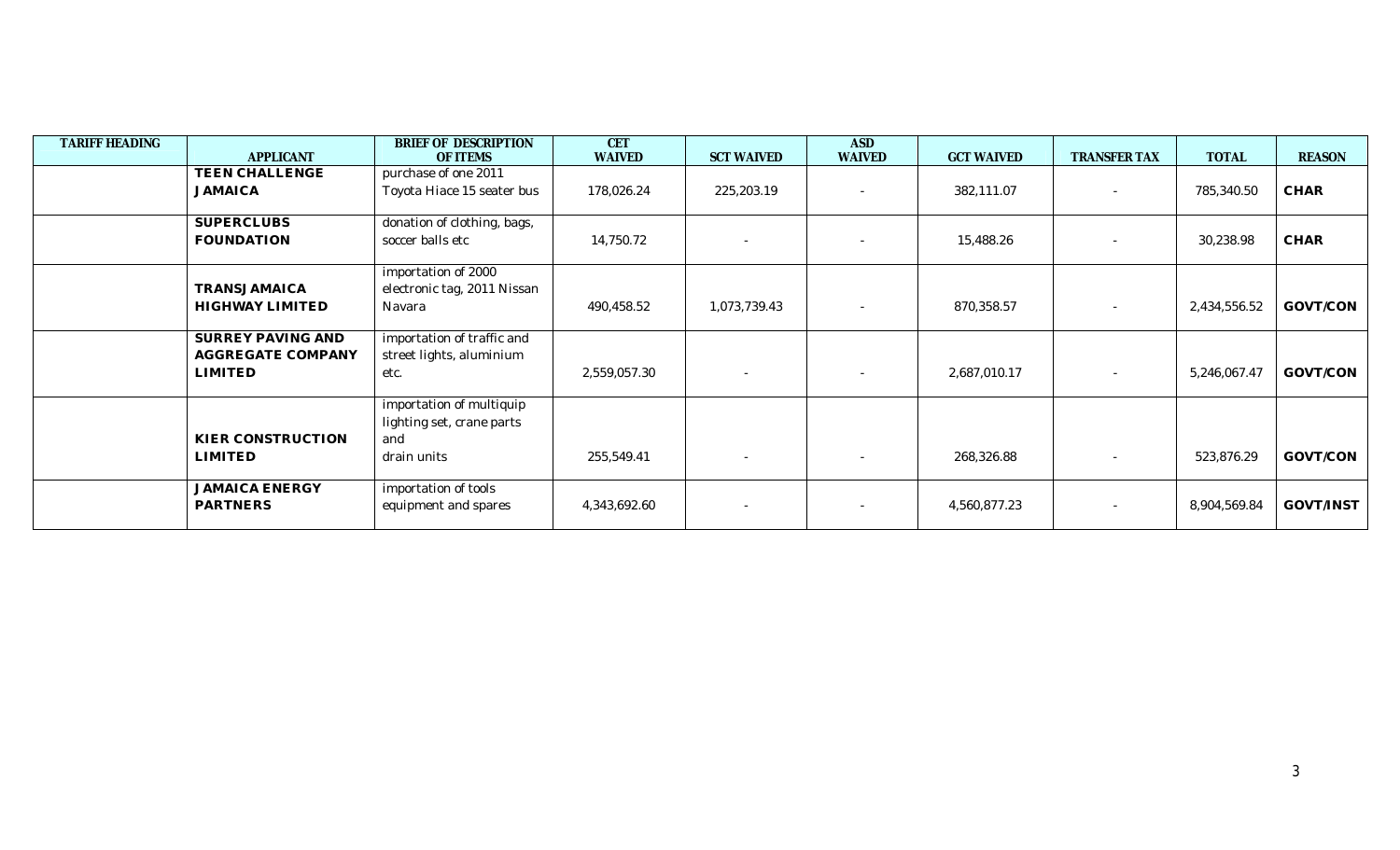| TARIFF HEADING | APPLICANT | BRIEF OF DESCRIPTION OF ITEMS | CET WAIVED | SCT WAIVED | ASD WAIVED | GCT WAIVED | TRANSFER TAX | TOTAL | REASON |
|---|---|---|---|---|---|---|---|---|---|
| | **TEEN CHALLENGE JAMAICA** | purchase of one 2011 Toyota Hiace 15 seater bus | 178,026.24 | 225,203.19 | - | 382,111.07 | - | 785,340.50 | **CHAR** |
| | **SUPERCLUBS FOUNDATION** | donation of clothing, bags, soccer balls etc | 14,750.72 | - | - | 15,488.26 | - | 30,238.98 | **CHAR** |
| | **TRANSJAMAICA HIGHWAY LIMITED** | importation of 2000 electronic tag, 2011 Nissan Navara | 490,458.52 | 1,073,739.43 | - | 870,358.57 | - | 2,434,556.52 | **GOVT/CON** |
| | **SURREY PAVING AND AGGREGATE COMPANY LIMITED** | importation of traffic and street lights, aluminium etc. | 2,559,057.30 | - | - | 2,687,010.17 | - | 5,246,067.47 | **GOVT/CON** |
| | **KIER CONSTRUCTION LIMITED** | importation of multiquip lighting set, crane parts and drain units | 255,549.41 | - | - | 268,326.88 | - | 523,876.29 | **GOVT/CON** |
| | **JAMAICA ENERGY PARTNERS** | importation of tools equipment and spares | 4,343,692.60 | - | - | 4,560,877.23 | - | 8,904,569.84 | **GOVT/INST** |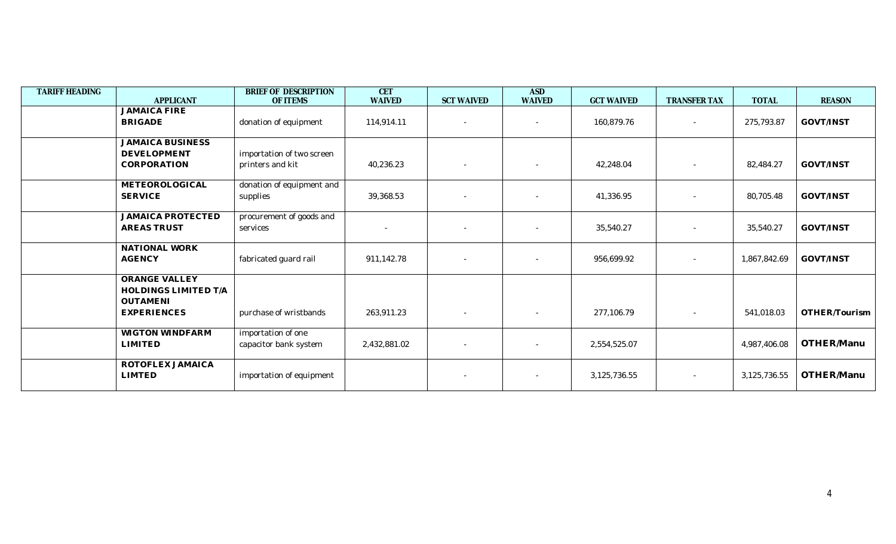| TARIFF HEADING | APPLICANT | BRIEF OF DESCRIPTION OF ITEMS | CET WAIVED | SCT WAIVED | ASD WAIVED | GCT WAIVED | TRANSFER TAX | TOTAL | REASON |
|---|---|---|---|---|---|---|---|---|---|
| | **JAMAICA FIRE BRIGADE** | donation of equipment | 114,914.11 | - | - | 160,879.76 | - | 275,793.87 | **GOVT/INST** |
| | **JAMAICA BUSINESS DEVELOPMENT CORPORATION** | importation of two screen printers and kit | 40,236.23 | - | - | 42,248.04 | - | 82,484.27 | **GOVT/INST** |
| | **METEOROLOGICAL SERVICE** | donation of equipment and supplies | 39,368.53 | - | - | 41,336.95 | - | 80,705.48 | **GOVT/INST** |
| | **JAMAICA PROTECTED AREAS TRUST** | procurement of goods and services | - | - | - | 35,540.27 | - | 35,540.27 | **GOVT/INST** |
| | **NATIONAL WORK AGENCY** | fabricated guard rail | 911,142.78 | - | - | 956,699.92 | - | 1,867,842.69 | **GOVT/INST** |
| | **ORANGE VALLEY HOLDINGS LIMITED T/A OUTAMENI EXPERIENCES** | purchase of wristbands | 263,911.23 | - | - | 277,106.79 | - | 541,018.03 | **OTHER/Tourism** |
| | **WIGTON WINDFARM LIMITED** | importation of one capacitor bank system | 2,432,881.02 | - | - | 2,554,525.07 | | 4,987,406.08 | **OTHER/Manu** |
| | **ROTOFLEX JAMAICA LIMTED** | importation of equipment | | - | - | 3,125,736.55 | - | 3,125,736.55 | **OTHER/Manu** |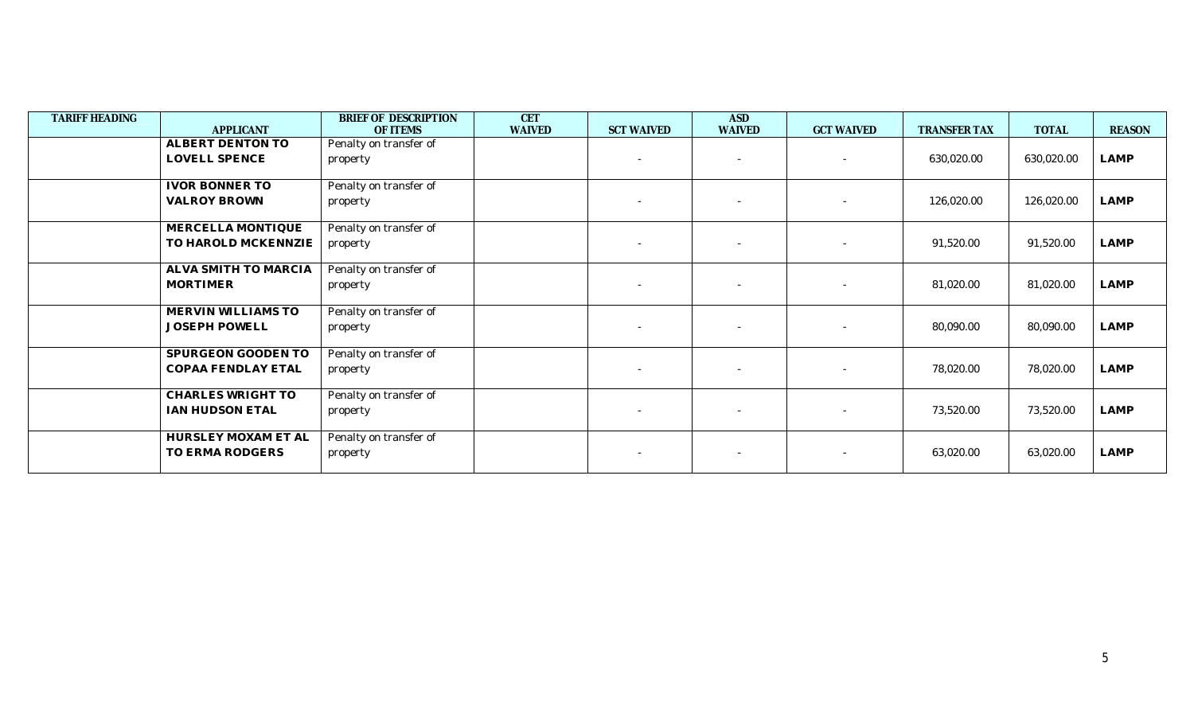| TARIFF HEADING | APPLICANT | BRIEF OF DESCRIPTION OF ITEMS | CET WAIVED | SCT WAIVED | ASD WAIVED | GCT WAIVED | TRANSFER TAX | TOTAL | REASON |
|---|---|---|---|---|---|---|---|---|---|
| | **ALBERT DENTON TO LOVELL SPENCE** | Penalty on transfer of property | | - | - | - | 630,020.00 | 630,020.00 | **LAMP** |
| | **IVOR BONNER TO VALROY BROWN** | Penalty on transfer of property | | - | - | - | 126,020.00 | 126,020.00 | **LAMP** |
| | **MERCELLA MONTIQUE TO HAROLD MCKENNZIE** | Penalty on transfer of property | | - | - | - | 91,520.00 | 91,520.00 | **LAMP** |
| | **ALVA SMITH TO MARCIA MORTIMER** | Penalty on transfer of property | | - | - | - | 81,020.00 | 81,020.00 | **LAMP** |
| | **MERVIN WILLIAMS TO JOSEPH POWELL** | Penalty on transfer of property | | - | - | - | 80,090.00 | 80,090.00 | **LAMP** |
| | **SPURGEON GOODEN TO COPAA FENDLAY ETAL** | Penalty on transfer of property | | - | - | - | 78,020.00 | 78,020.00 | **LAMP** |
| | **CHARLES WRIGHT TO IAN HUDSON ETAL** | Penalty on transfer of property | | - | - | - | 73,520.00 | 73,520.00 | **LAMP** |
| | **HURSLEY MOXAM ET AL TO ERMA RODGERS** | Penalty on transfer of property | | - | - | - | 63,020.00 | 63,020.00 | **LAMP** |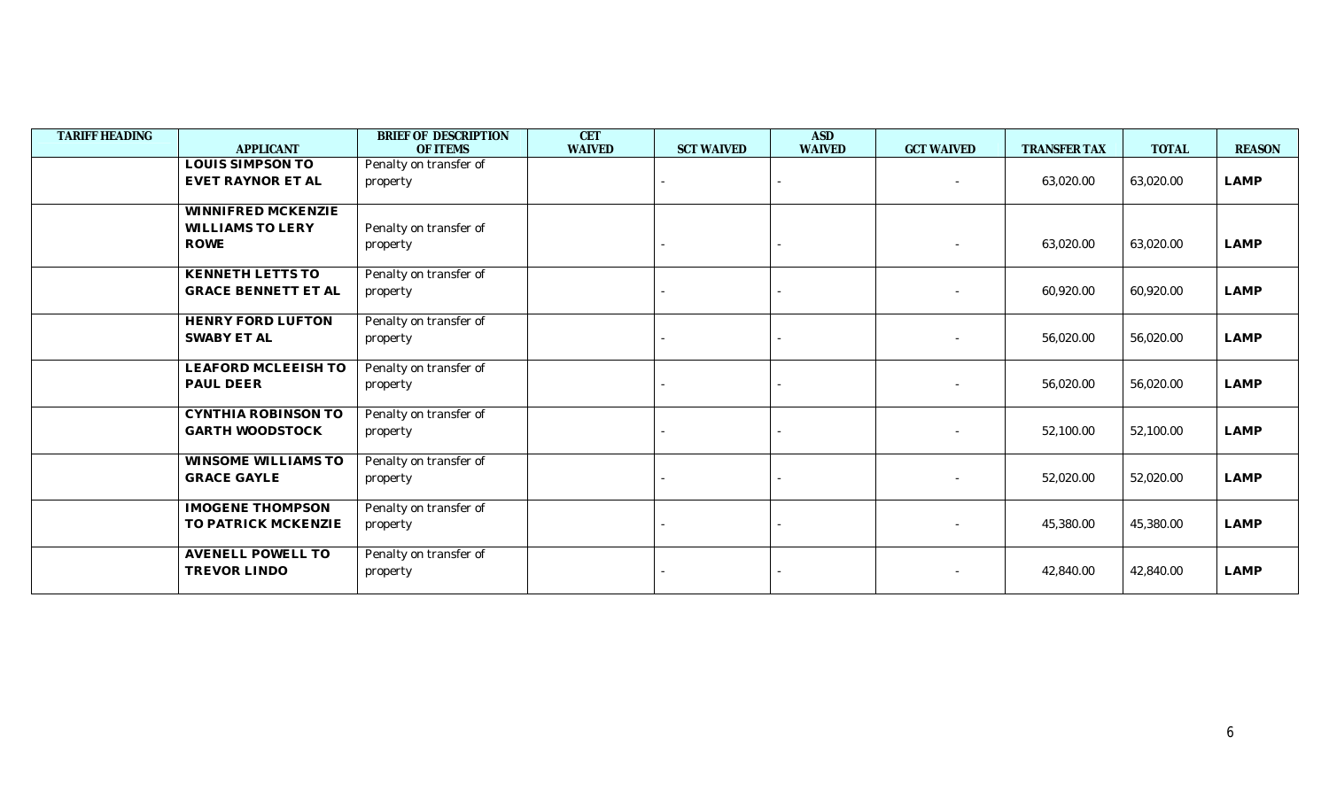| TARIFF HEADING | APPLICANT | BRIEF OF DESCRIPTION OF ITEMS | CET WAIVED | SCT WAIVED | ASD WAIVED | GCT WAIVED | TRANSFER TAX | TOTAL | REASON |
|---|---|---|---|---|---|---|---|---|---|
| | **LOUIS SIMPSON TO EVET RAYNOR ET AL** | Penalty on transfer of property | | - | - | - | 63,020.00 | 63,020.00 | **LAMP** |
| | **WINNIFRED MCKENZIE WILLIAMS TO LERY ROWE** | Penalty on transfer of property | | - | - | - | 63,020.00 | 63,020.00 | **LAMP** |
| | **KENNETH LETTS TO GRACE BENNETT ET AL** | Penalty on transfer of property | | - | - | - | 60,920.00 | 60,920.00 | **LAMP** |
| | **HENRY FORD LUFTON SWABY ET AL** | Penalty on transfer of property | | - | - | - | 56,020.00 | 56,020.00 | **LAMP** |
| | **LEAFORD MCLEEISH TO PAUL DEER** | Penalty on transfer of property | | - | - | - | 56,020.00 | 56,020.00 | **LAMP** |
| | **CYNTHIA ROBINSON TO GARTH WOODSTOCK** | Penalty on transfer of property | | - | - | - | 52,100.00 | 52,100.00 | **LAMP** |
| | **WINSOME WILLIAMS TO GRACE GAYLE** | Penalty on transfer of property | | - | - | - | 52,020.00 | 52,020.00 | **LAMP** |
| | **IMOGENE THOMPSON TO PATRICK MCKENZIE** | Penalty on transfer of property | | - | - | - | 45,380.00 | 45,380.00 | **LAMP** |
| | **AVENELL POWELL TO TREVOR LINDO** | Penalty on transfer of property | | - | - | - | 42,840.00 | 42,840.00 | **LAMP** |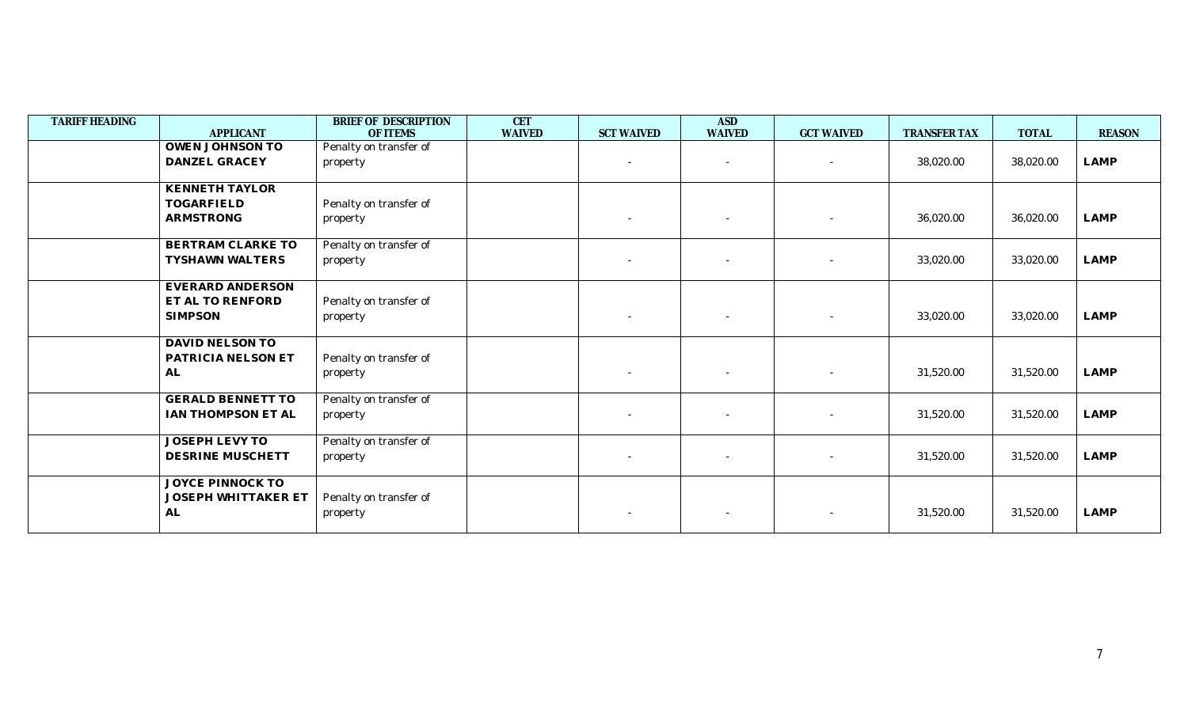| TARIFF HEADING | APPLICANT | BRIEF OF DESCRIPTION OF ITEMS | CET WAIVED | SCT WAIVED | ASD WAIVED | GCT WAIVED | TRANSFER TAX | TOTAL | REASON |
|---|---|---|---|---|---|---|---|---|---|
| | **OWEN JOHNSON TO DANZEL GRACEY** | Penalty on transfer of property | | - | - | - | 38,020.00 | 38,020.00 | **LAMP** |
| | **KENNETH TAYLOR TOGARFIELD ARMSTRONG** | Penalty on transfer of property | | - | - | - | 36,020.00 | 36,020.00 | **LAMP** |
| | **BERTRAM CLARKE TO TYSHAWN WALTERS** | Penalty on transfer of property | | - | - | - | 33,020.00 | 33,020.00 | **LAMP** |
| | **EVERARD ANDERSON ET AL TO RENFORD SIMPSON** | Penalty on transfer of property | | - | - | - | 33,020.00 | 33,020.00 | **LAMP** |
| | **DAVID NELSON TO PATRICIA NELSON ET AL** | Penalty on transfer of property | | - | - | - | 31,520.00 | 31,520.00 | **LAMP** |
| | **GERALD BENNETT TO IAN THOMPSON ET AL** | Penalty on transfer of property | | - | - | - | 31,520.00 | 31,520.00 | **LAMP** |
| | **JOSEPH LEVY TO DESRINE MUSCHETT** | Penalty on transfer of property | | - | - | - | 31,520.00 | 31,520.00 | **LAMP** |
| | **JOYCE PINNOCK TO JOSEPH WHITTAKER ET AL** | Penalty on transfer of property | | - | - | - | 31,520.00 | 31,520.00 | **LAMP** |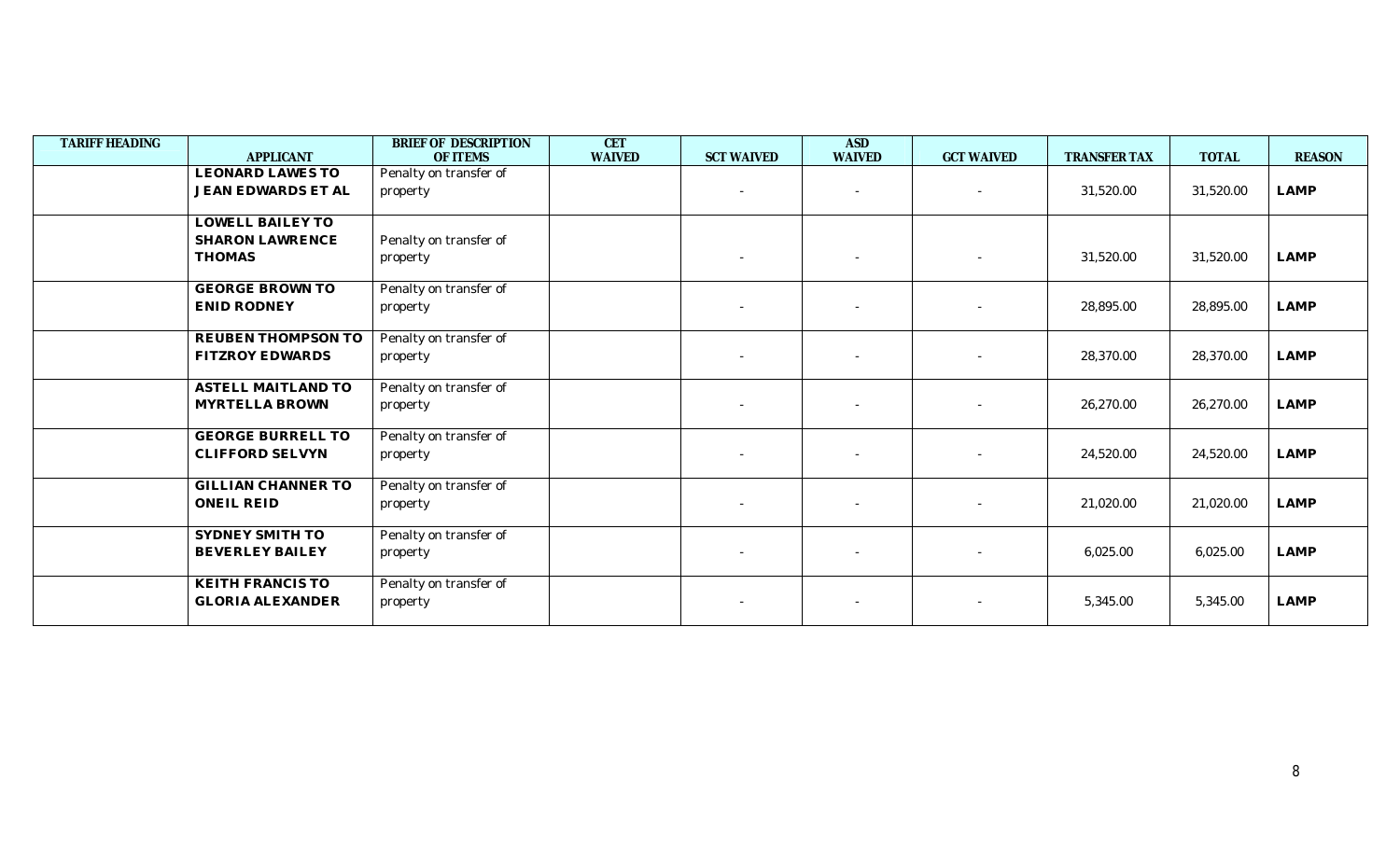| TARIFF HEADING | APPLICANT | BRIEF OF DESCRIPTION OF ITEMS | CET WAIVED | SCT WAIVED | ASD WAIVED | GCT WAIVED | TRANSFER TAX | TOTAL | REASON |
|---|---|---|---|---|---|---|---|---|---|
| | **LEONARD LAWES TO JEAN EDWARDS ET AL** | Penalty on transfer of property | | - | - | - | 31,520.00 | 31,520.00 | **LAMP** |
| | **LOWELL BAILEY TO SHARON LAWRENCE THOMAS** | Penalty on transfer of property | | - | - | - | 31,520.00 | 31,520.00 | **LAMP** |
| | **GEORGE BROWN TO ENID RODNEY** | Penalty on transfer of property | | - | - | - | 28,895.00 | 28,895.00 | **LAMP** |
| | **REUBEN THOMPSON TO FITZROY EDWARDS** | Penalty on transfer of property | | - | - | - | 28,370.00 | 28,370.00 | **LAMP** |
| | **ASTELL MAITLAND TO MYRTELLA BROWN** | Penalty on transfer of property | | - | - | - | 26,270.00 | 26,270.00 | **LAMP** |
| | **GEORGE BURRELL TO CLIFFORD SELVYN** | Penalty on transfer of property | | - | - | - | 24,520.00 | 24,520.00 | **LAMP** |
| | **GILLIAN CHANNER TO ONEIL REID** | Penalty on transfer of property | | - | - | - | 21,020.00 | 21,020.00 | **LAMP** |
| | **SYDNEY SMITH TO BEVERLEY BAILEY** | Penalty on transfer of property | | - | - | - | 6,025.00 | 6,025.00 | **LAMP** |
| | **KEITH FRANCIS TO GLORIA ALEXANDER** | Penalty on transfer of property | | - | - | - | 5,345.00 | 5,345.00 | **LAMP** |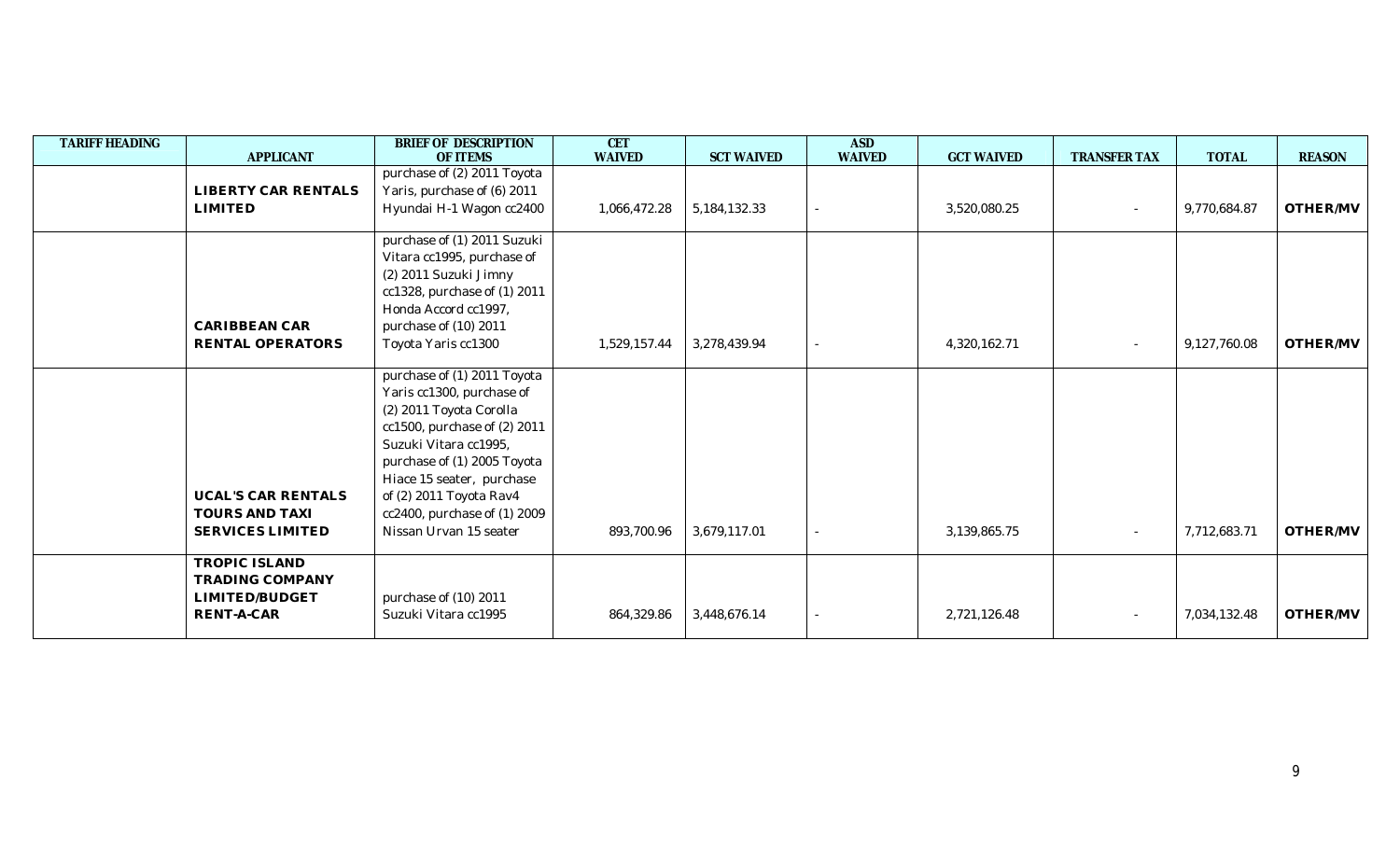| TARIFF HEADING | APPLICANT | BRIEF OF DESCRIPTION OF ITEMS | CET WAIVED | SCT WAIVED | ASD WAIVED | GCT WAIVED | TRANSFER TAX | TOTAL | REASON |
|---|---|---|---|---|---|---|---|---|---|
| | **LIBERTY CAR RENTALS LIMITED** | purchase of (2) 2011 Toyota Yaris, purchase of (6) 2011 Hyundai H-1 Wagon cc2400 | 1,066,472.28 | 5,184,132.33 | - | 3,520,080.25 | - | 9,770,684.87 | **OTHER/MV** |
| | **CARIBBEAN CAR RENTAL OPERATORS** | purchase of (1) 2011 Suzuki Vitara cc1995, purchase of (2) 2011 Suzuki Jimny cc1328, purchase of (1) 2011 Honda Accord cc1997, purchase of (10) 2011 Toyota Yaris cc1300 | 1,529,157.44 | 3,278,439.94 | - | 4,320,162.71 | - | 9,127,760.08 | **OTHER/MV** |
| | **UCAL'S CAR RENTALS TOURS AND TAXI SERVICES LIMITED** | purchase of (1) 2011 Toyota Yaris cc1300, purchase of (2) 2011 Toyota Corolla cc1500, purchase of (2) 2011 Suzuki Vitara cc1995, purchase of (1) 2005 Toyota Hiace 15 seater, purchase of (2) 2011 Toyota Rav4 cc2400, purchase of (1) 2009 Nissan Urvan 15 seater | 893,700.96 | 3,679,117.01 | - | 3,139,865.75 | - | 7,712,683.71 | **OTHER/MV** |
| | **TROPIC ISLAND TRADING COMPANY LIMITED/BUDGET RENT-A-CAR** | purchase of (10) 2011 Suzuki Vitara cc1995 | 864,329.86 | 3,448,676.14 | - | 2,721,126.48 | - | 7,034,132.48 | **OTHER/MV** |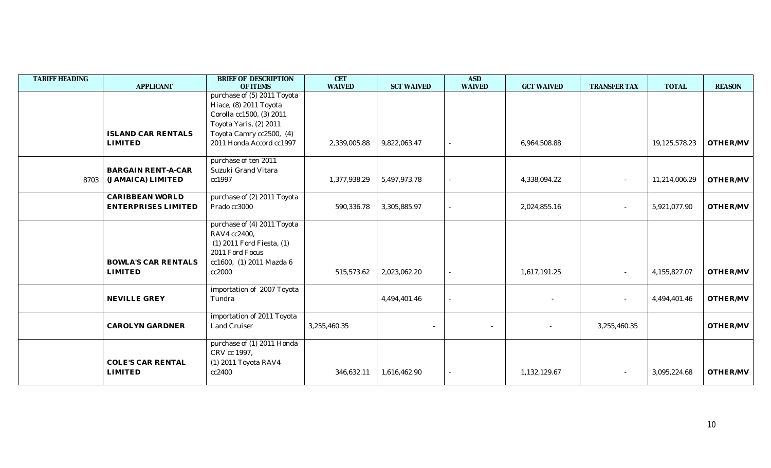| TARIFF HEADING | APPLICANT | BRIEF OF DESCRIPTION OF ITEMS | CET WAIVED | SCT WAIVED | ASD WAIVED | GCT WAIVED | TRANSFER TAX | TOTAL | REASON |
|---|---|---|---|---|---|---|---|---|---|
| | **ISLAND CAR RENTALS LIMITED** | purchase of (5) 2011 Toyota Hiace, (8) 2011 Toyota Corolla cc1500, (3) 2011 Toyota Yaris, (2) 2011 Toyota Camry cc2500, (4) 2011 Honda Accord cc1997 | 2,339,005.88 | 9,822,063.47 | - | 6,964,508.88 | | 19,125,578.23 | **OTHER/MV** |
| 8703 | **BARGAIN RENT-A-CAR (JAMAICA) LIMITED** | purchase of ten 2011 Suzuki Grand Vitara cc1997 | 1,377,938.29 | 5,497,973.78 | - | 4,338,094.22 | - | 11,214,006.29 | **OTHER/MV** |
| | **CARIBBEAN WORLD ENTERPRISES LIMITED** | purchase of (2) 2011 Toyota Prado cc3000 | 590,336.78 | 3,305,885.97 | - | 2,024,855.16 | - | 5,921,077.90 | **OTHER/MV** |
| | **BOWLA'S CAR RENTALS LIMITED** | purchase of (4) 2011 Toyota RAV4 cc2400, (1) 2011 Ford Fiesta, (1) 2011 Ford Focus cc1600, (1) 2011 Mazda 6 cc2000 | 515,573.62 | 2,023,062.20 | - | 1,617,191.25 | - | 4,155,827.07 | **OTHER/MV** |
| | **NEVILLE GREY** | importation of 2007 Toyota Tundra | | 4,494,401.46 | - | - | - | 4,494,401.46 | **OTHER/MV** |
| | **CAROLYN GARDNER** | importation of 2011 Toyota Land Cruiser | 3,255,460.35 | - | - | - | 3,255,460.35 | | **OTHER/MV** |
| | **COLE'S CAR RENTAL LIMITED** | purchase of (1) 2011 Honda CRV cc 1997, (1) 2011 Toyota RAV4 cc2400 | 346,632.11 | 1,616,462.90 | - | 1,132,129.67 | - | 3,095,224.68 | **OTHER/MV** |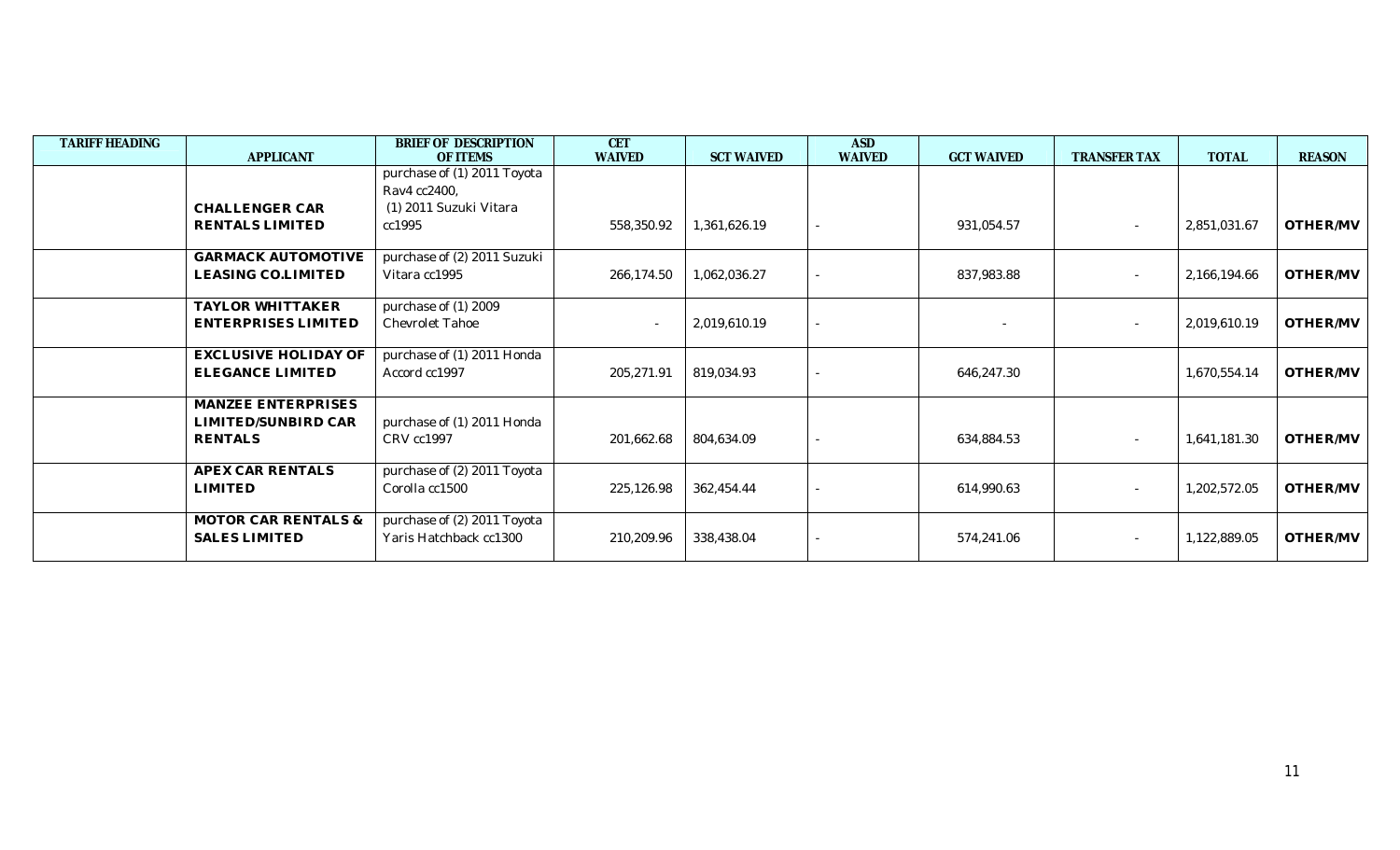| TARIFF HEADING | APPLICANT | BRIEF OF DESCRIPTION OF ITEMS | CET WAIVED | SCT WAIVED | ASD WAIVED | GCT WAIVED | TRANSFER TAX | TOTAL | REASON |
|---|---|---|---|---|---|---|---|---|---|
| | **CHALLENGER CAR RENTALS LIMITED** | purchase of (1) 2011 Toyota Rav4 cc2400, (1) 2011 Suzuki Vitara cc1995 | 558,350.92 | 1,361,626.19 | - | 931,054.57 | - | 2,851,031.67 | **OTHER/MV** |
| | **GARMACK AUTOMOTIVE LEASING CO.LIMITED** | purchase of (2) 2011 Suzuki Vitara cc1995 | 266,174.50 | 1,062,036.27 | - | 837,983.88 | - | 2,166,194.66 | **OTHER/MV** |
| | **TAYLOR WHITTAKER ENTERPRISES LIMITED** | purchase of (1) 2009 Chevrolet Tahoe | - | 2,019,610.19 | - | - | - | 2,019,610.19 | **OTHER/MV** |
| | **EXCLUSIVE HOLIDAY OF ELEGANCE LIMITED** | purchase of (1) 2011 Honda Accord cc1997 | 205,271.91 | 819,034.93 | - | 646,247.30 | | 1,670,554.14 | **OTHER/MV** |
| | **MANZEE ENTERPRISES LIMITED/SUNBIRD CAR RENTALS** | purchase of (1) 2011 Honda CRV cc1997 | 201,662.68 | 804,634.09 | - | 634,884.53 | - | 1,641,181.30 | **OTHER/MV** |
| | **APEX CAR RENTALS LIMITED** | purchase of (2) 2011 Toyota Corolla cc1500 | 225,126.98 | 362,454.44 | - | 614,990.63 | - | 1,202,572.05 | **OTHER/MV** |
| | **MOTOR CAR RENTALS & SALES LIMITED** | purchase of (2) 2011 Toyota Yaris Hatchback cc1300 | 210,209.96 | 338,438.04 | - | 574,241.06 | - | 1,122,889.05 | **OTHER/MV** |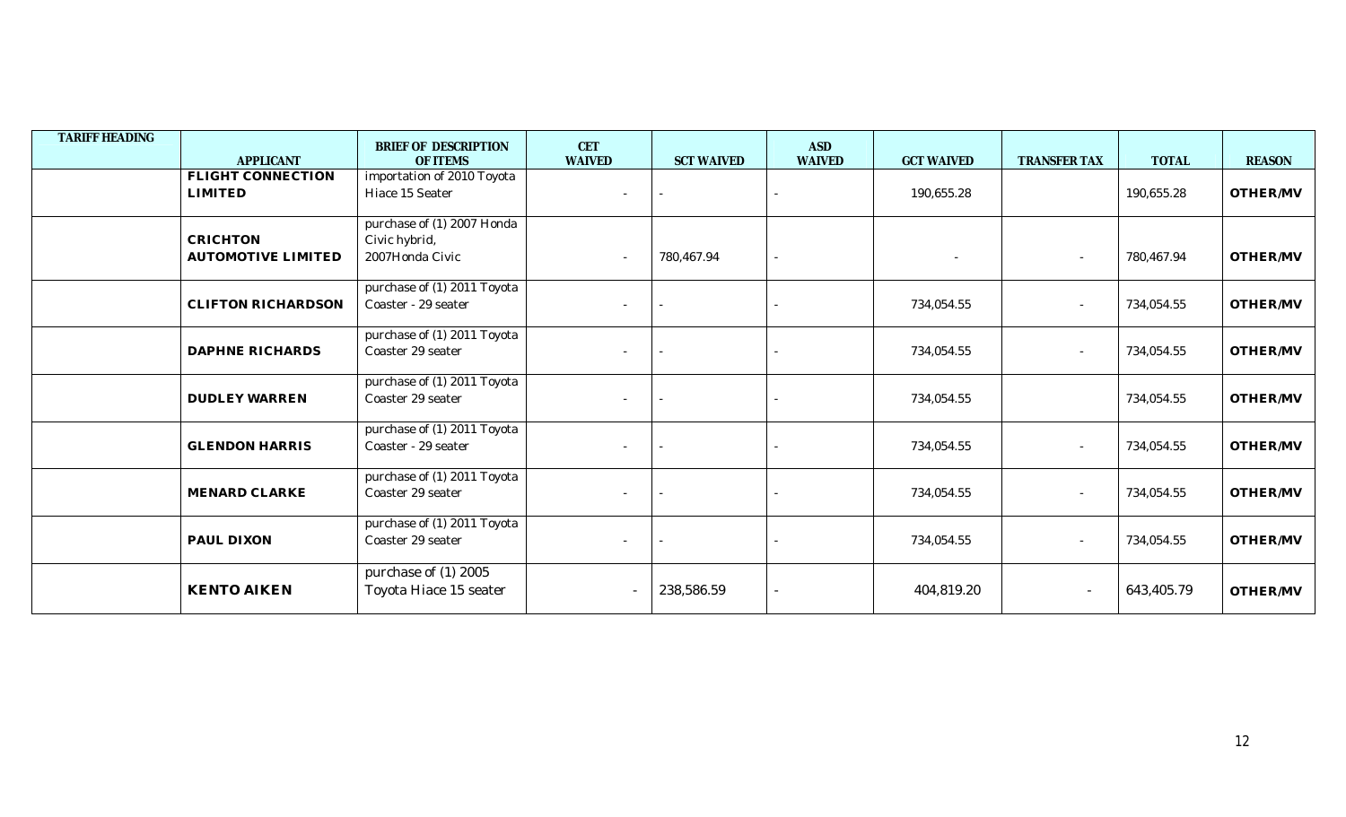| TARIFF HEADING | APPLICANT | BRIEF OF DESCRIPTION OF ITEMS | CET WAIVED | SCT WAIVED | ASD WAIVED | GCT WAIVED | TRANSFER TAX | TOTAL | REASON |
|---|---|---|---|---|---|---|---|---|---|
| | **FLIGHT CONNECTION LIMITED** | importation of 2010 Toyota Hiace 15 Seater | - | - | - | 190,655.28 | | 190,655.28 | **OTHER/MV** |
| | **CRICHTON AUTOMOTIVE LIMITED** | purchase of (1) 2007 Honda Civic hybrid, 2007Honda Civic | - | 780,467.94 | - | - | - | 780,467.94 | **OTHER/MV** |
| | **CLIFTON RICHARDSON** | purchase of (1) 2011 Toyota Coaster - 29 seater | - | - | - | 734,054.55 | - | 734,054.55 | **OTHER/MV** |
| | **DAPHNE RICHARDS** | purchase of (1) 2011 Toyota Coaster 29 seater | - | - | - | 734,054.55 | - | 734,054.55 | **OTHER/MV** |
| | **DUDLEY WARREN** | purchase of (1) 2011 Toyota Coaster 29 seater | - | - | - | 734,054.55 | | 734,054.55 | **OTHER/MV** |
| | **GLENDON HARRIS** | purchase of (1) 2011 Toyota Coaster - 29 seater | - | - | - | 734,054.55 | - | 734,054.55 | **OTHER/MV** |
| | **MENARD CLARKE** | purchase of (1) 2011 Toyota Coaster 29 seater | - | - | - | 734,054.55 | - | 734,054.55 | **OTHER/MV** |
| | **PAUL DIXON** | purchase of (1) 2011 Toyota Coaster 29 seater | - | - | - | 734,054.55 | - | 734,054.55 | **OTHER/MV** |
| | **KENTO AIKEN** | purchase of (1) 2005 Toyota Hiace 15 seater | - | 238,586.59 | - | 404,819.20 | - | 643,405.79 | **OTHER/MV** |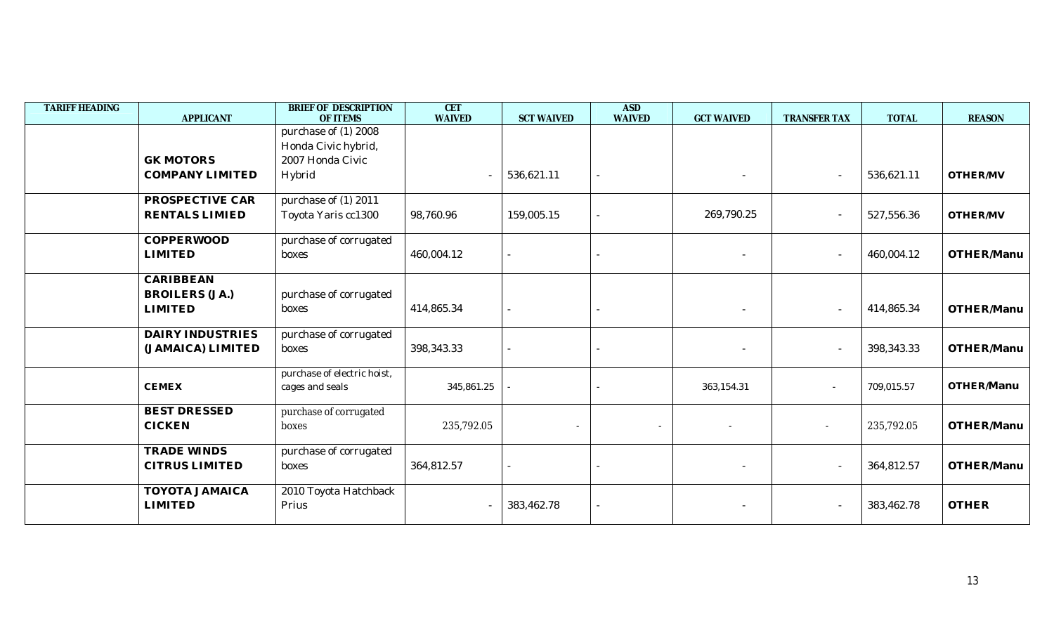| TARIFF HEADING | APPLICANT | BRIEF OF DESCRIPTION OF ITEMS | CET WAIVED | SCT WAIVED | ASD WAIVED | GCT WAIVED | TRANSFER TAX | TOTAL | REASON |
|---|---|---|---|---|---|---|---|---|---|
| | **GK MOTORS COMPANY LIMITED** | purchase of (1) 2008 Honda Civic hybrid, 2007 Honda Civic Hybrid | - | 536,621.11 | - | - | - | 536,621.11 | **OTHER/MV** |
| | **PROSPECTIVE CAR RENTALS LIMIED** | purchase of (1) 2011 Toyota Yaris cc1300 | 98,760.96 | 159,005.15 | - | 269,790.25 | - | 527,556.36 | **OTHER/MV** |
| | **COPPERWOOD LIMITED** | purchase of corrugated boxes | 460,004.12 | - | - | - | - | 460,004.12 | **OTHER/Manu** |
| | **CARIBBEAN BROILERS (JA.) LIMITED** | purchase of corrugated boxes | 414,865.34 | - | - | - | - | 414,865.34 | **OTHER/Manu** |
| | **DAIRY INDUSTRIES (JAMAICA) LIMITED** | purchase of corrugated boxes | 398,343.33 | - | - | - | - | 398,343.33 | **OTHER/Manu** |
| | **CEMEX** | purchase of electric hoist, cages and seals | 345,861.25 | - | - | 363,154.31 | - | 709,015.57 | **OTHER/Manu** |
| | **BEST DRESSED CICKEN** | purchase of corrugated boxes | 235,792.05 | - | - | - | - | 235,792.05 | **OTHER/Manu** |
| | **TRADE WINDS CITRUS LIMITED** | purchase of corrugated boxes | 364,812.57 | - | - | - | - | 364,812.57 | **OTHER/Manu** |
| | **TOYOTA JAMAICA LIMITED** | 2010 Toyota Hatchback Prius | - | 383,462.78 | - | - | - | 383,462.78 | **OTHER** |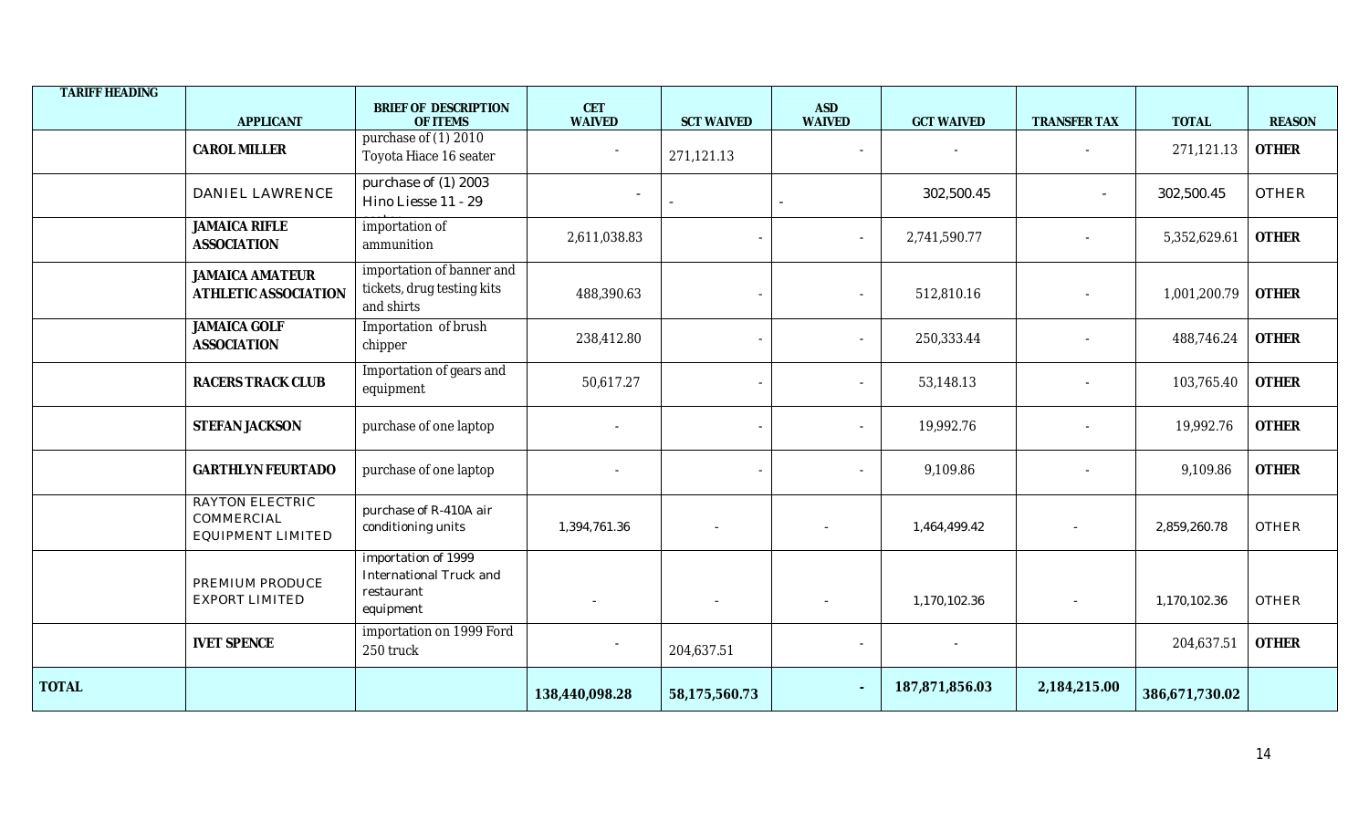| TARIFF HEADING | APPLICANT | BRIEF OF DESCRIPTION OF ITEMS | CET WAIVED | SCT WAIVED | ASD WAIVED | GCT WAIVED | TRANSFER TAX | TOTAL | REASON |
|---|---|---|---|---|---|---|---|---|---|
| | **CAROL MILLER** | purchase of (1) 2010 Toyota Hiace 16 seater | - | 271,121.13 | - | - | - | 271,121.13 | **OTHER** |
| | DANIEL LAWRENCE | purchase of (1) 2003 Hino Liesse 11 - 29 | - | - | - | 302,500.45 | - | 302,500.45 | OTHER |
| | **JAMAICA RIFLE ASSOCIATION** | importation of ammunition | 2,611,038.83 | - | - | 2,741,590.77 | - | 5,352,629.61 | **OTHER** |
| | **JAMAICA AMATEUR ATHLETIC ASSOCIATION** | importation of banner and tickets, drug testing kits and shirts | 488,390.63 | - | - | 512,810.16 | - | 1,001,200.79 | **OTHER** |
| | **JAMAICA GOLF ASSOCIATION** | Importation of brush chipper | 238,412.80 | - | - | 250,333.44 | - | 488,746.24 | **OTHER** |
| | **RACERS TRACK CLUB** | Importation of gears and equipment | 50,617.27 | - | - | 53,148.13 | - | 103,765.40 | **OTHER** |
| | **STEFAN JACKSON** | purchase of one laptop | - | - | - | 19,992.76 | - | 19,992.76 | **OTHER** |
| | **GARTHLYN FEURTADO** | purchase of one laptop | - | - | - | 9,109.86 | - | 9,109.86 | **OTHER** |
| | RAYTON ELECTRIC COMMERCIAL EQUIPMENT LIMITED | purchase of R-410A air conditioning units | 1,394,761.36 | - | - | 1,464,499.42 | - | 2,859,260.78 | OTHER |
| | PREMIUM PRODUCE EXPORT LIMITED | importation of 1999 International Truck and restaurant equipment | - | - | - | 1,170,102.36 | - | 1,170,102.36 | OTHER |
| | **IVET SPENCE** | importation on 1999 Ford 250 truck | - | 204,637.51 | - | - | | 204,637.51 | **OTHER** |
| **TOTAL** | | | **138,440,098.28** | **58,175,560.73** | **-** | **187,871,856.03** | **2,184,215.00** | **386,671,730.02** | |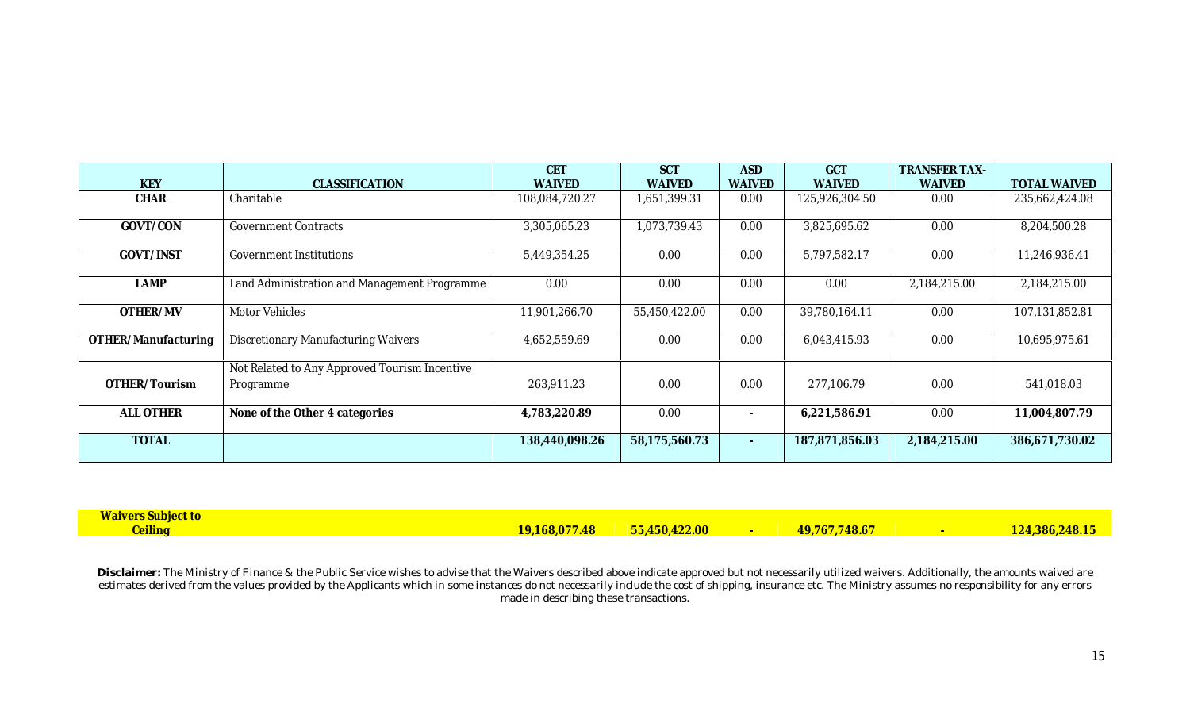| KEY | CLASSIFICATION | CET WAIVED | SCT WAIVED | ASD WAIVED | GCT WAIVED | TRANSFER TAX-WAIVED | TOTAL WAIVED |
|---|---|---|---|---|---|---|---|
| **CHAR** | Charitable | 108,084,720.27 | 1,651,399.31 | 0.00 | 125,926,304.50 | 0.00 | 235,662,424.08 |
| **GOVT/CON** | Government Contracts | 3,305,065.23 | 1,073,739.43 | 0.00 | 3,825,695.62 | 0.00 | 8,204,500.28 |
| **GOVT/INST** | Government Institutions | 5,449,354.25 | 0.00 | 0.00 | 5,797,582.17 | 0.00 | 11,246,936.41 |
| **LAMP** | Land Administration and Management Programme | 0.00 | 0.00 | 0.00 | 0.00 | 2,184,215.00 | 2,184,215.00 |
| **OTHER/MV** | Motor Vehicles | 11,901,266.70 | 55,450,422.00 | 0.00 | 39,780,164.11 | 0.00 | 107,131,852.81 |
| **OTHER/Manufacturing** | Discretionary Manufacturing Waivers | 4,652,559.69 | 0.00 | 0.00 | 6,043,415.93 | 0.00 | 10,695,975.61 |
| **OTHER/Tourism** | Not Related to Any Approved Tourism Incentive Programme | 263,911.23 | 0.00 | 0.00 | 277,106.79 | 0.00 | 541,018.03 |
| **ALL OTHER** | **None of the Other 4 categories** | **4,783,220.89** | 0.00 | - | **6,221,586.91** | 0.00 | **11,004,807.79** |
| **TOTAL** | | **138,440,098.26** | **58,175,560.73** | - | **187,871,856.03** | **2,184,215.00** | **386,671,730.02** |
| **Waivers Subject to Ceiling** | | **19,168,077.48** | **55,450,422.00** | - | **49,767,748.67** | - | **124,386,248.15** |

**Disclaimer:** The Ministry of Finance & the Public Service wishes to advise that the Waivers described above indicate approved but not necessarily utilized waivers. Additionally, the amounts waived are estimates derived from the values provided by the Applicants which in some instances do not necessarily include the cost of shipping, insurance etc. The Ministry assumes no responsibility for any errors made in describing these transactions.